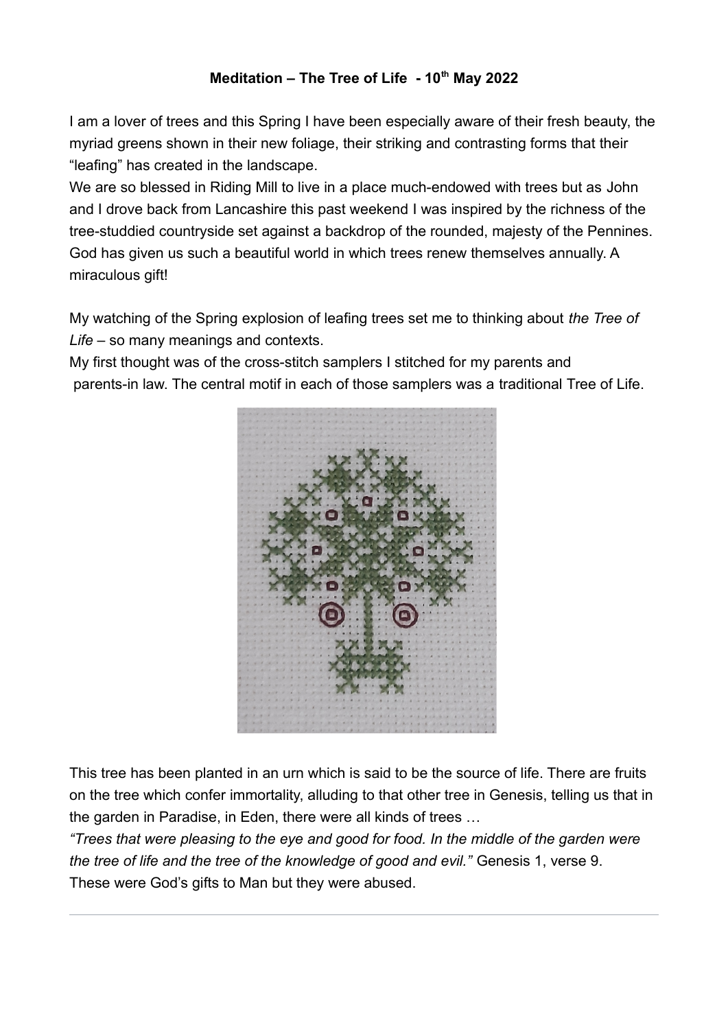**Meditation – The Tree of Life - 10th May 2022**

I am a lover of trees and this Spring I have been especially aware of their fresh beauty, the myriad greens shown in their new foliage, their striking and contrasting forms that their "leafing" has created in the landscape.

We are so blessed in Riding Mill to live in a place much-endowed with trees but as John and I drove back from Lancashire this past weekend I was inspired by the richness of the tree-studdied countryside set against a backdrop of the rounded, majesty of the Pennines. God has given us such a beautiful world in which trees renew themselves annually. A miraculous gift!

My watching of the Spring explosion of leafing trees set me to thinking about *the Tree of Life* – so many meanings and contexts.

My first thought was of the cross-stitch samplers I stitched for my parents and parents-in law. The central motif in each of those samplers was a traditional Tree of Life.

This tree has been planted in an urn which is said to be the source of life. There are fruits on the tree which confer immortality, alluding to that other tree in Genesis, telling us that in the garden in Paradise, in Eden, there were all kinds of trees …

*"Trees that were pleasing to the eye and good for food. In the middle of the garden were the tree of life and the tree of the knowledge of good and evil."* Genesis 1, verse 9.

These were God's gifts to Man but they were abused.

---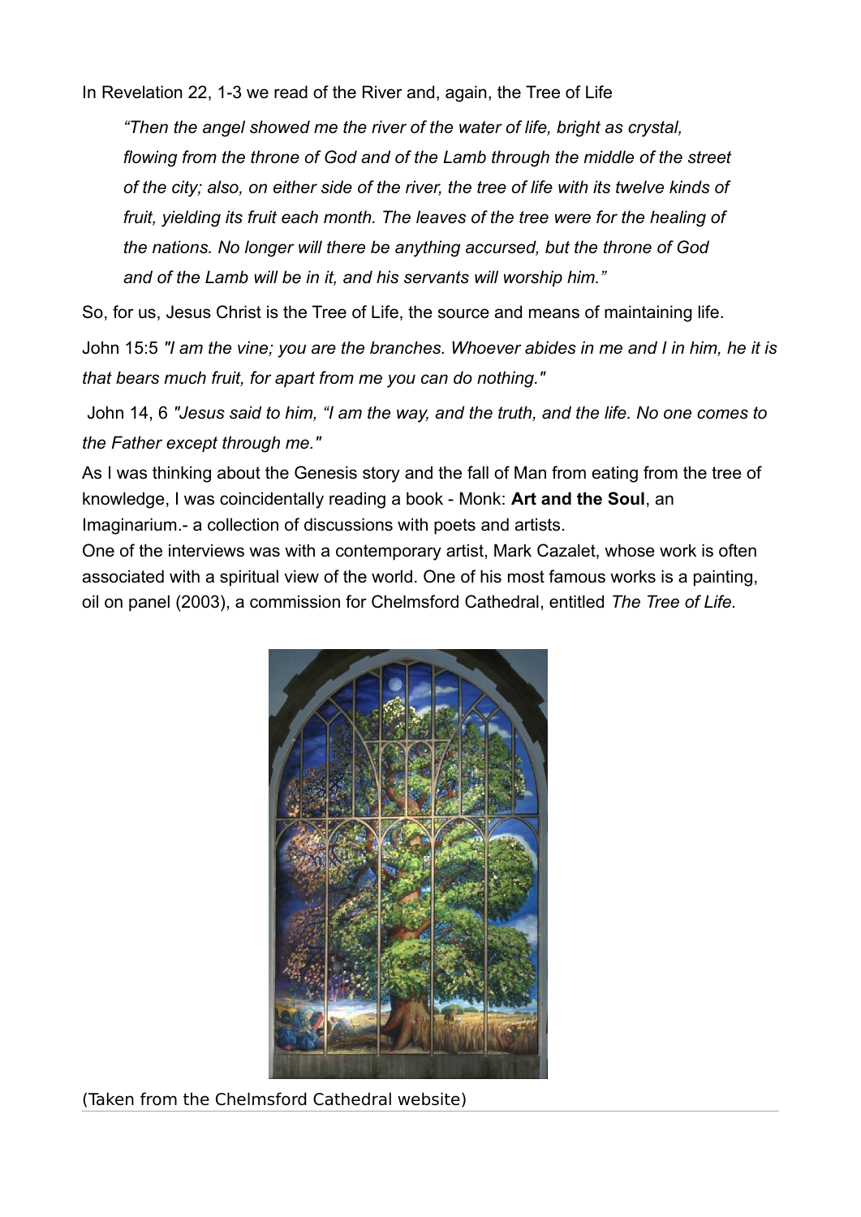In Revelation 22, 1-3 we read of the River and, again, the Tree of Life

> *"Then the angel showed me the river of the water of life, bright as crystal, flowing from the throne of God and of the Lamb through the middle of the street of the city; also, on either side of the river, the tree of life with its twelve kinds of fruit, yielding its fruit each month. The leaves of the tree were for the healing of the nations. No longer will there be anything accursed, but the throne of God and of the Lamb will be in it, and his servants will worship him."*

So, for us, Jesus Christ is the Tree of Life, the source and means of maintaining life.

John 15:5 *"I am the vine; you are the branches. Whoever abides in me and I in him, he it is that bears much fruit, for apart from me you can do nothing."*

John 14, 6 *"Jesus said to him, "I am the way, and the truth, and the life. No one comes to the Father except through me."*

As I was thinking about the Genesis story and the fall of Man from eating from the tree of knowledge, I was coincidentally reading a book - Monk: **Art and the Soul**, an Imaginarium.- a collection of discussions with poets and artists.

One of the interviews was with a contemporary artist, Mark Cazalet, whose work is often associated with a spiritual view of the world. One of his most famous works is a painting, oil on panel (2003), a commission for Chelmsford Cathedral, entitled *The Tree of Life.*

(Taken from the Chelmsford Cathedral website)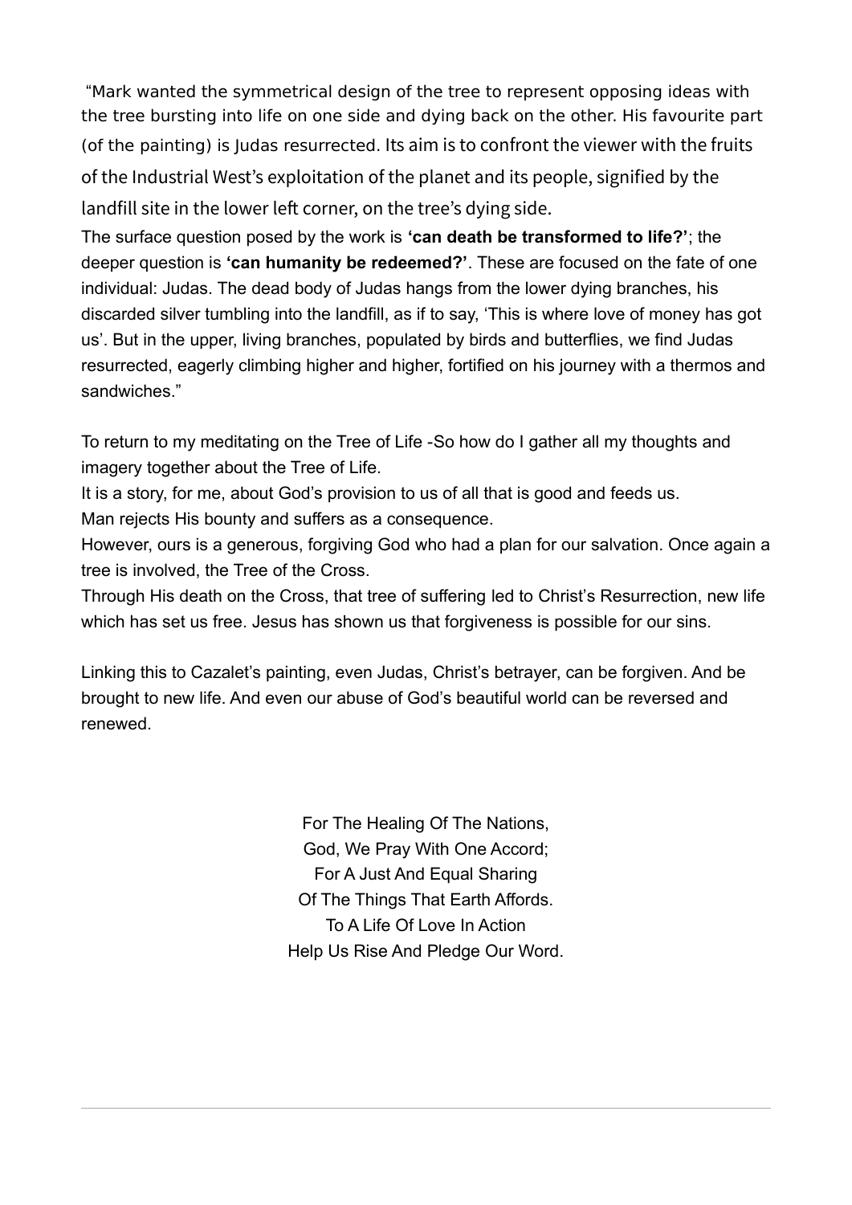"Mark wanted the symmetrical design of the tree to represent opposing ideas with the tree bursting into life on one side and dying back on the other. His favourite part (of the painting) is Judas resurrected. Its aim is to confront the viewer with the fruits of the Industrial West's exploitation of the planet and its people, signified by the landfill site in the lower left corner, on the tree's dying side.

The surface question posed by the work is **'can death be transformed to life?'**; the deeper question is **'can humanity be redeemed?'**. These are focused on the fate of one individual: Judas. The dead body of Judas hangs from the lower dying branches, his discarded silver tumbling into the landfill, as if to say, 'This is where love of money has got us'. But in the upper, living branches, populated by birds and butterflies, we find Judas resurrected, eagerly climbing higher and higher, fortified on his journey with a thermos and sandwiches."

To return to my meditating on the Tree of Life -So how do I gather all my thoughts and imagery together about the Tree of Life.

It is a story, for me, about God's provision to us of all that is good and feeds us.

Man rejects His bounty and suffers as a consequence.

However, ours is a generous, forgiving God who had a plan for our salvation. Once again a tree is involved, the Tree of the Cross.

Through His death on the Cross, that tree of suffering led to Christ's Resurrection, new life which has set us free. Jesus has shown us that forgiveness is possible for our sins.

Linking this to Cazalet's painting, even Judas, Christ's betrayer, can be forgiven. And be brought to new life. And even our abuse of God's beautiful world can be reversed and renewed.

For The Healing Of The Nations,
God, We Pray With One Accord;
For A Just And Equal Sharing
Of The Things That Earth Affords.
To A Life Of Love In Action
Help Us Rise And Pledge Our Word.